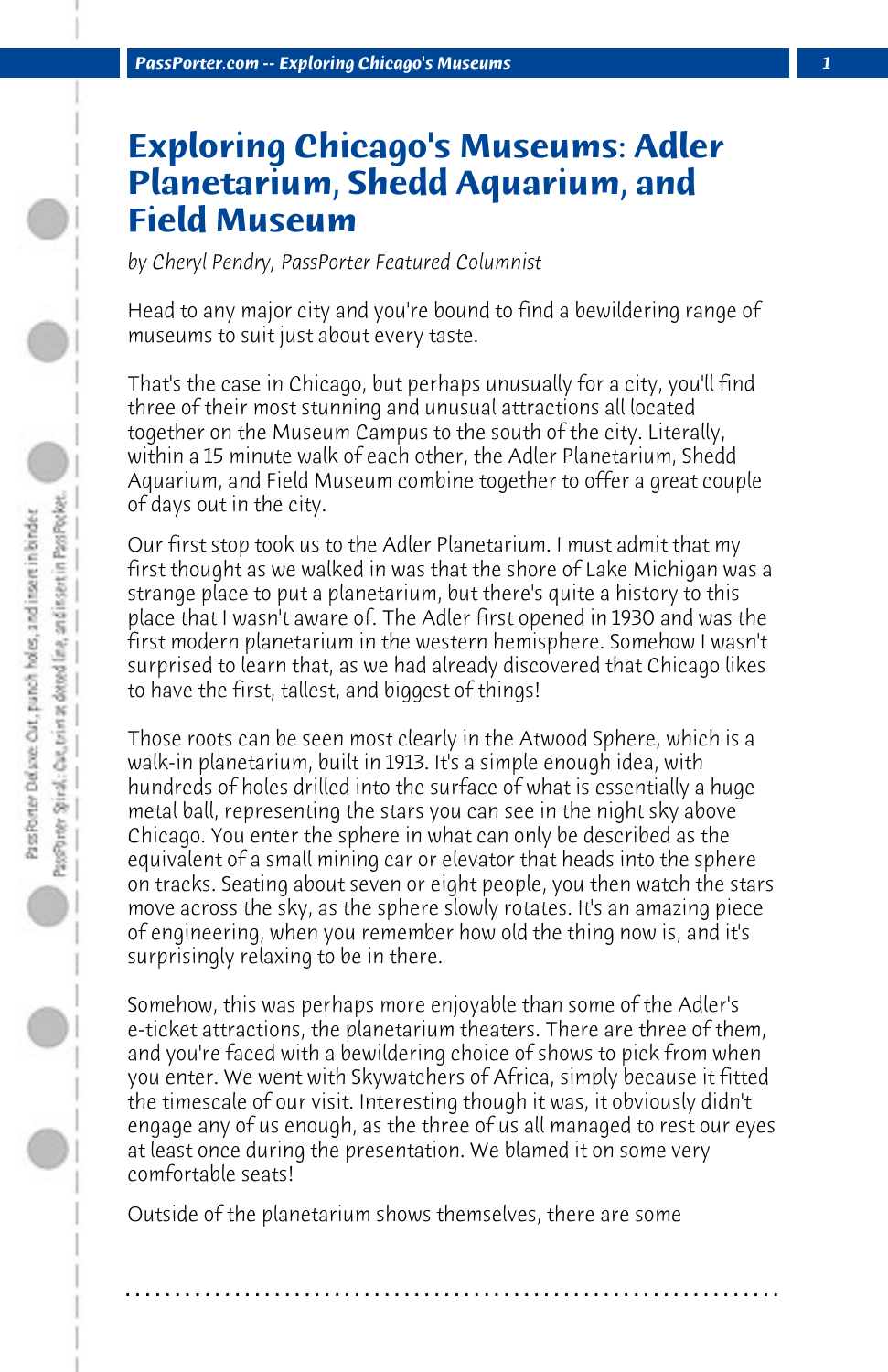# Exploring Chicago's Museums: Adler Planetarium, Shedd Aquarium, and Field Museum

*by Cheryl Pendry, PassPorter Featured Columnist*

Head to any major city and you're bound to find a bewildering range of museums to suit just about every taste.

That's the case in Chicago, but perhaps unusually for a city, you'll find three of their most stunning and unusual attractions all located together on the Museum Campus to the south of the city. Literally, within a 15 minute walk of each other, the Adler Planetarium, Shedd Aquarium, and Field Museum combine together to offer a great couple of days out in the city.

Our first stop took us to the Adler Planetarium. I must admit that my first thought as we walked in was that the shore of Lake Michigan was a strange place to put a planetarium, but there's quite a history to this place that I wasn't aware of. The Adler first opened in 1930 and was the first modern planetarium in the western hemisphere. Somehow I wasn't surprised to learn that, as we had already discovered that Chicago likes to have the first, tallest, and biggest of things!

Those roots can be seen most clearly in the Atwood Sphere, which is a walk-in planetarium, built in 1913. It's a simple enough idea, with hundreds of holes drilled into the surface of what is essentially a huge metal ball, representing the stars you can see in the night sky above Chicago. You enter the sphere in what can only be described as the equivalent of a small mining car or elevator that heads into the sphere on tracks. Seating about seven or eight people, you then watch the stars move across the sky, as the sphere slowly rotates. It's an amazing piece of engineering, when you remember how old the thing now is, and it's surprisingly relaxing to be in there.

Somehow, this was perhaps more enjoyable than some of the Adler's e-ticket attractions, the planetarium theaters. There are three of them, and you're faced with a bewildering choice of shows to pick from when you enter. We went with Skywatchers of Africa, simply because it fitted the timescale of our visit. Interesting though it was, it obviously didn't engage any of us enough, as the three of us all managed to rest our eyes at least once during the presentation. We blamed it on some very comfortable seats!

Outside of the planetarium shows themselves, there are some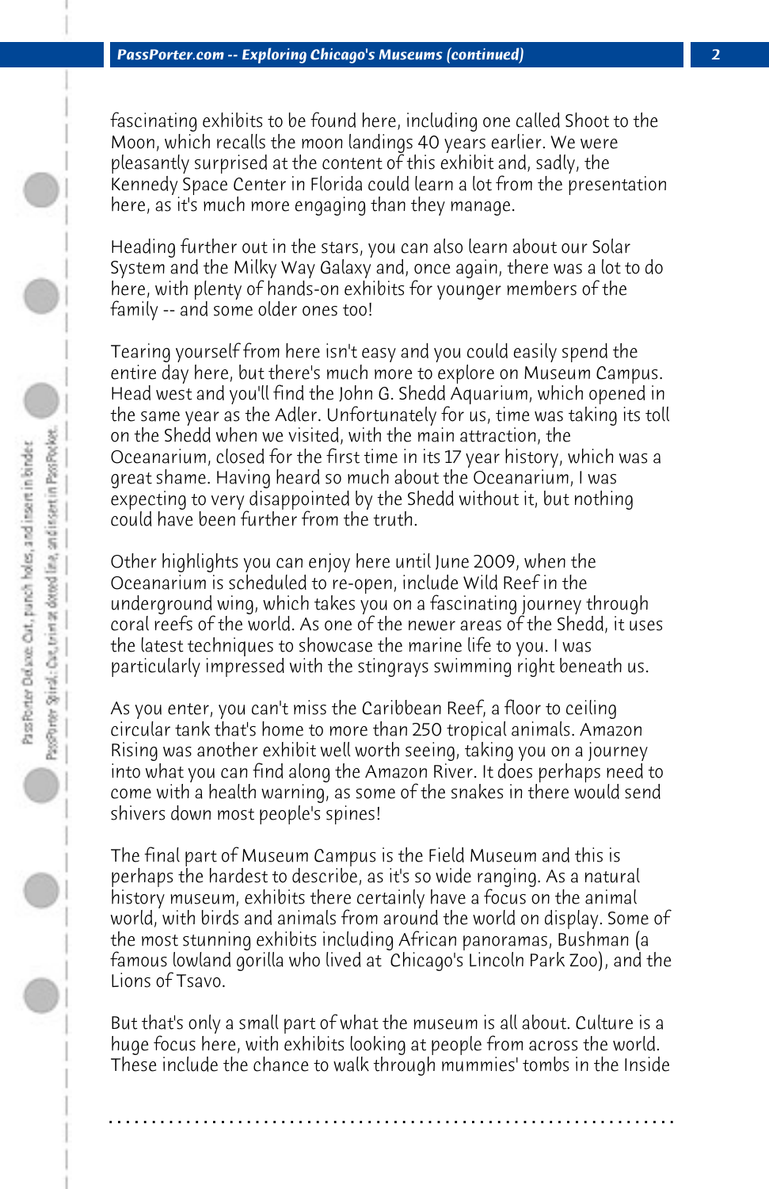fascinating exhibits to be found here, including one called Shoot to the Moon, which recalls the moon landings 40 years earlier. We were pleasantly surprised at the content of this exhibit and, sadly, the Kennedy Space Center in Florida could learn a lot from the presentation here, as it's much more engaging than they manage.

Heading further out in the stars, you can also learn about our Solar System and the Milky Way Galaxy and, once again, there was a lot to do here, with plenty of hands-on exhibits for younger members of the family -- and some older ones too!

Tearing yourself from here isn't easy and you could easily spend the entire day here, but there's much more to explore on Museum Campus. Head west and you'll find the John G. Shedd Aquarium, which opened in the same year as the Adler. Unfortunately for us, time was taking its toll on the Shedd when we visited, with the main attraction, the Oceanarium, closed for the first time in its 17 year history, which was a great shame. Having heard so much about the Oceanarium, I was expecting to very disappointed by the Shedd without it, but nothing could have been further from the truth.

Other highlights you can enjoy here until June 2009, when the Oceanarium is scheduled to re-open, include Wild Reef in the underground wing, which takes you on a fascinating journey through coral reefs of the world. As one of the newer areas of the Shedd, it uses the latest techniques to showcase the marine life to you. I was particularly impressed with the stingrays swimming right beneath us.

As you enter, you can't miss the Caribbean Reef, a floor to ceiling circular tank that's home to more than 250 tropical animals. Amazon Rising was another exhibit well worth seeing, taking you on a journey into what you can find along the Amazon River. It does perhaps need to come with a health warning, as some of the snakes in there would send shivers down most people's spines!

The final part of Museum Campus is the Field Museum and this is perhaps the hardest to describe, as it's so wide ranging. As a natural history museum, exhibits there certainly have a focus on the animal world, with birds and animals from around the world on display. Some of the most stunning exhibits including African panoramas, Bushman (a famous lowland gorilla who lived at Chicago's Lincoln Park Zoo), and the Lions of Tsavo.

But that's only a small part of what the museum is all about. Culture is a huge focus here, with exhibits looking at people from across the world. These include the chance to walk through mummies' tombs in the Inside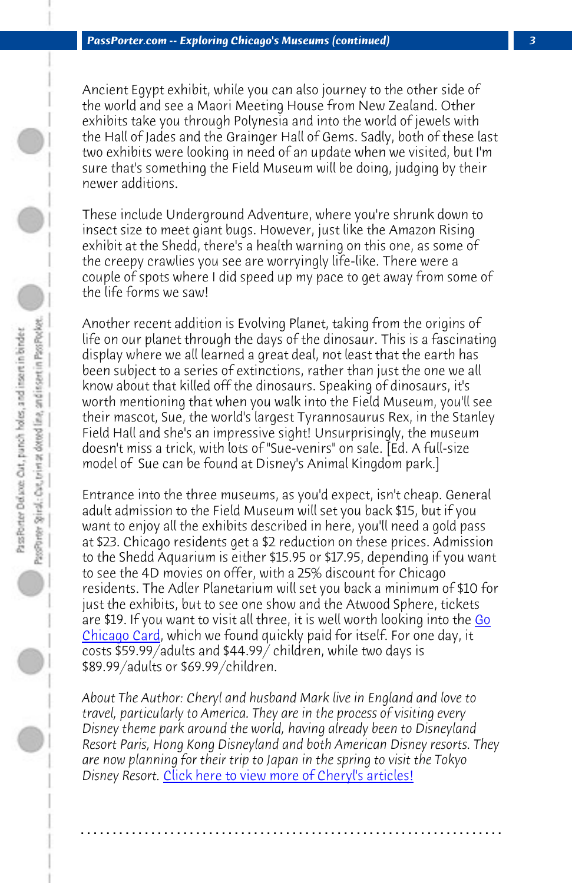Ancient Egypt exhibit, while you can also journey to the other side of the world and see a Maori Meeting House from New Zealand. Other exhibits take you through Polynesia and into the world of jewels with the Hall of Jades and the Grainger Hall of Gems. Sadly, both of these last two exhibits were looking in need of an update when we visited, but I'm sure that's something the Field Museum will be doing, judging by their newer additions.

These include Underground Adventure, where you're shrunk down to insect size to meet giant bugs. However, just like the Amazon Rising exhibit at the Shedd, there's a health warning on this one, as some of the creepy crawlies you see are worryingly life-like. There were a couple of spots where I did speed up my pace to get away from some of the life forms we saw!

Another recent addition is Evolving Planet, taking from the origins of life on our planet through the days of the dinosaur. This is a fascinating display where we all learned a great deal, not least that the earth has been subject to a series of extinctions, rather than just the one we all know about that killed off the dinosaurs. Speaking of dinosaurs, it's worth mentioning that when you walk into the Field Museum, you'll see their mascot, Sue, the world's largest Tyrannosaurus Rex, in the Stanley Field Hall and she's an impressive sight! Unsurprisingly, the museum doesn't miss a trick, with lots of "Sue-venirs" on sale. [Ed. A full-size model of Sue can be found at Disney's Animal Kingdom park.]

Entrance into the three museums, as you'd expect, isn't cheap. General adult admission to the Field Museum will set you back $15, but if you want to enjoy all the exhibits described in here, you'll need a gold pass at $23. Chicago residents get a $2 reduction on these prices. Admission to the Shedd Aquarium is either $15.95 or $17.95, depending if you want to see the 4D movies on offer, with a 25% discount for Chicago residents. The Adler Planetarium will set you back a minimum of $10 for just the exhibits, but to see one show and the Atwood Sphere, tickets are $19. If you want to visit all three, it is well worth looking into the Go Chicago Card, which we found quickly paid for itself. For one day, it costs $59.99/adults and $44.99/ children, while two days is $89.99/adults or $69.99/children.

*About The Author: Cheryl and husband Mark live in England and love to travel, particularly to America. They are in the process of visiting every Disney theme park around the world, having already been to Disneyland Resort Paris, Hong Kong Disneyland and both American Disney resorts. They are now planning for their trip to Japan in the spring to visit the Tokyo Disney Resort.* Click here to view more of Cheryl's articles!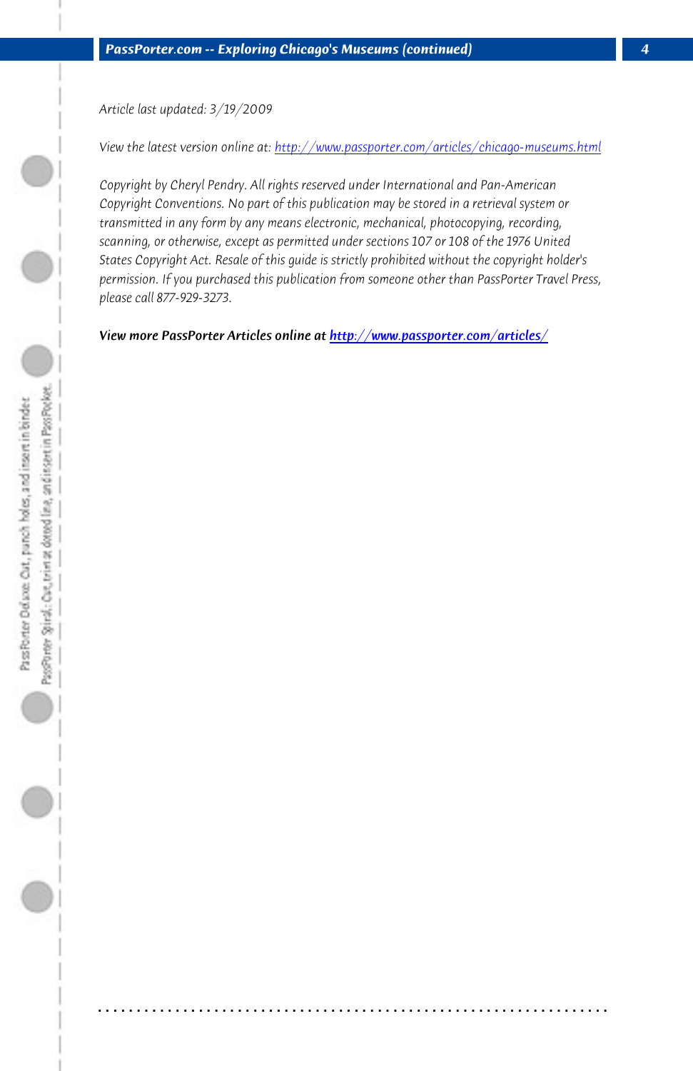*Article last updated: 3/19/2009*

*View the latest version online at: http://www.passporter.com/articles/chicago-museums.html*

*Copyright by Cheryl Pendry. All rights reserved under International and Pan-American Copyright Conventions. No part of this publication may be stored in a retrieval system or transmitted in any form by any means electronic, mechanical, photocopying, recording, scanning, or otherwise, except as permitted under sections 107 or 108 of the 1976 United States Copyright Act. Resale of this guide is strictly prohibited without the copyright holder's permission. If you purchased this publication from someone other than PassPorter Travel Press, please call 877-929-3273.*

***View more PassPorter Articles online at http://www.passporter.com/articles/***